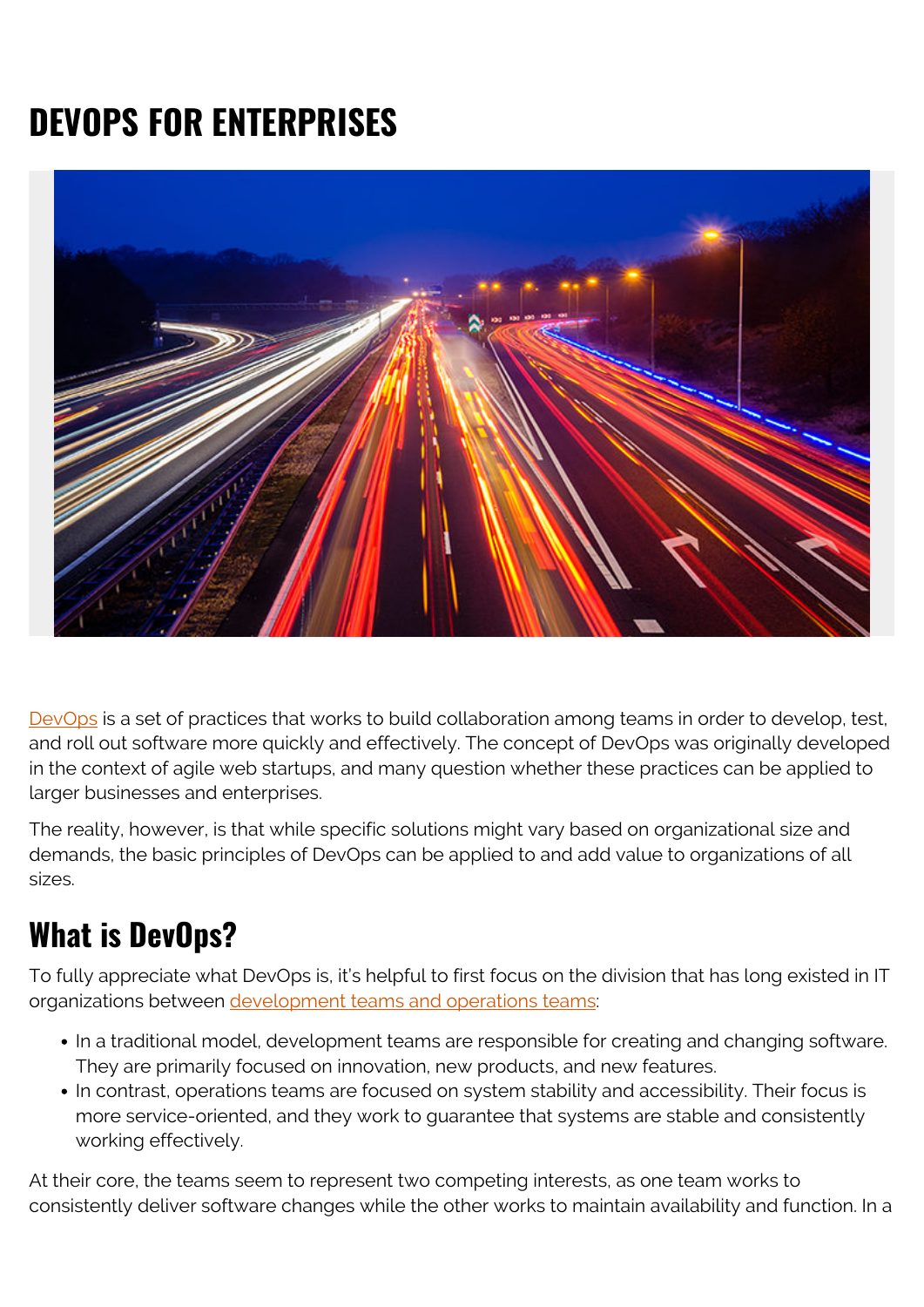# DEVOPS FOR ENTERPRISES

DevOps is a set of practices that works to build collaboration among teams in order to develop, test, and roll out software more quickly and effectively. The concept of DevOps was originally developed in the context of agile web startups, and many question whether these practices can be applied to larger businesses and enterprises.

The reality, however, is that while specific solutions might vary based on organizational size and demands, the basic principles of DevOps can be applied to and add value to organizations of all sizes.

## What is DevOps?

To fully appreciate what DevOps is, it's helpful to first focus on the division that has long existed in IT organizations between development teams and operations teams:

- In a traditional model, development teams are responsible for creating and changing software. They are primarily focused on innovation, new products, and new features.
- In contrast, operations teams are focused on system stability and accessibility. Their focus is more service-oriented, and they work to guarantee that systems are stable and consistently working effectively.

At their core, the teams seem to represent two competing interests, as one team works to consistently deliver software changes while the other works to maintain availability and function. In a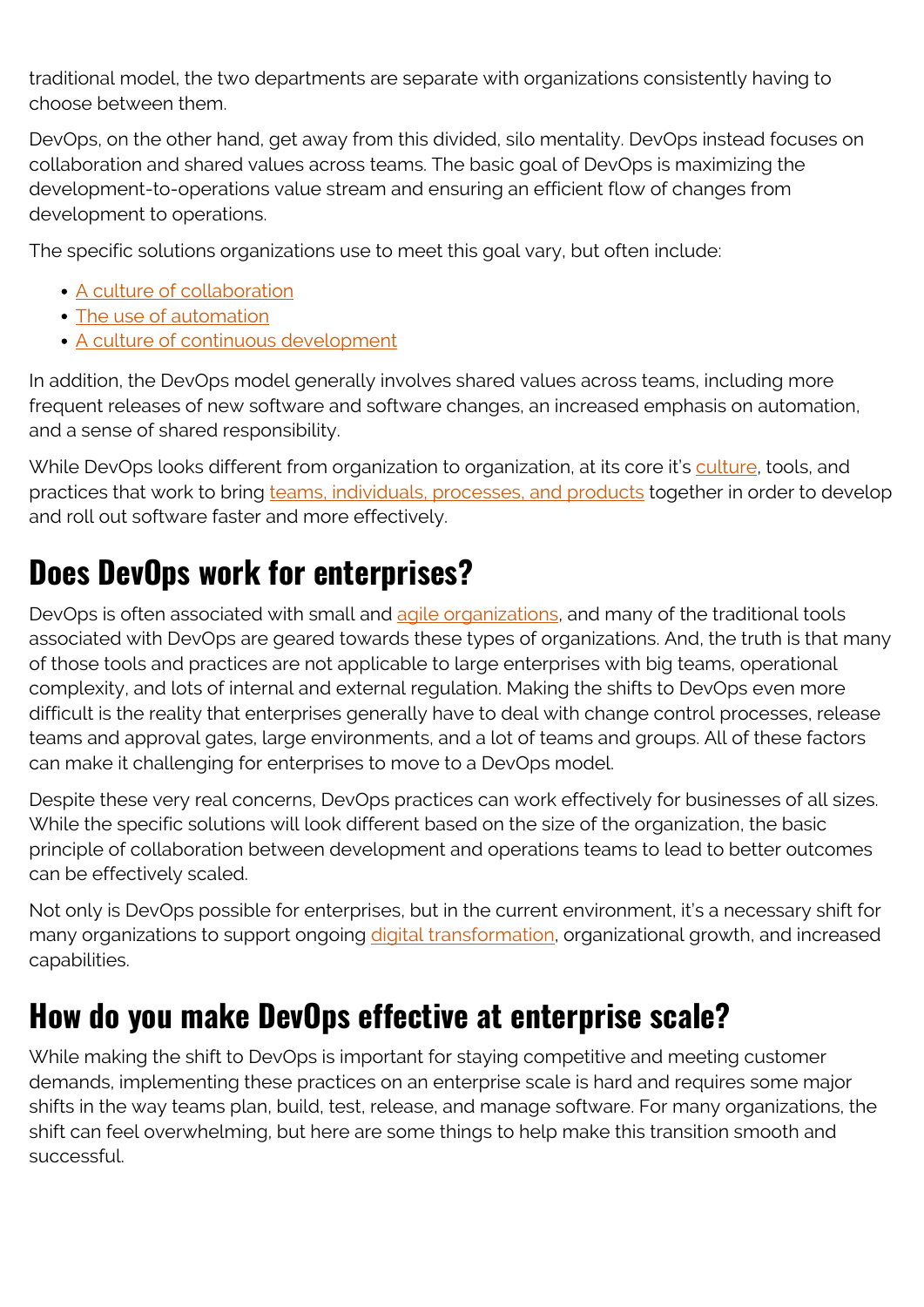traditional model, the two departments are separate with organizations consistently having to choose between them.

DevOps, on the other hand, get away from this divided, silo mentality. DevOps instead focuses on collaboration and shared values across teams. The basic goal of DevOps is maximizing the development-to-operations value stream and ensuring an efficient flow of changes from development to operations.

The specific solutions organizations use to meet this goal vary, but often include:

- A culture of collaboration
- The use of automation
- A culture of continuous development

In addition, the DevOps model generally involves shared values across teams, including more frequent releases of new software and software changes, an increased emphasis on automation, and a sense of shared responsibility.

While DevOps looks different from organization to organization, at its core it's culture, tools, and practices that work to bring teams, individuals, processes, and products together in order to develop and roll out software faster and more effectively.

## Does DevOps work for enterprises?

DevOps is often associated with small and agile organizations, and many of the traditional tools associated with DevOps are geared towards these types of organizations. And, the truth is that many of those tools and practices are not applicable to large enterprises with big teams, operational complexity, and lots of internal and external regulation. Making the shifts to DevOps even more difficult is the reality that enterprises generally have to deal with change control processes, release teams and approval gates, large environments, and a lot of teams and groups. All of these factors can make it challenging for enterprises to move to a DevOps model.

Despite these very real concerns, DevOps practices can work effectively for businesses of all sizes. While the specific solutions will look different based on the size of the organization, the basic principle of collaboration between development and operations teams to lead to better outcomes can be effectively scaled.

Not only is DevOps possible for enterprises, but in the current environment, it's a necessary shift for many organizations to support ongoing digital transformation, organizational growth, and increased capabilities.

## How do you make DevOps effective at enterprise scale?

While making the shift to DevOps is important for staying competitive and meeting customer demands, implementing these practices on an enterprise scale is hard and requires some major shifts in the way teams plan, build, test, release, and manage software. For many organizations, the shift can feel overwhelming, but here are some things to help make this transition smooth and successful.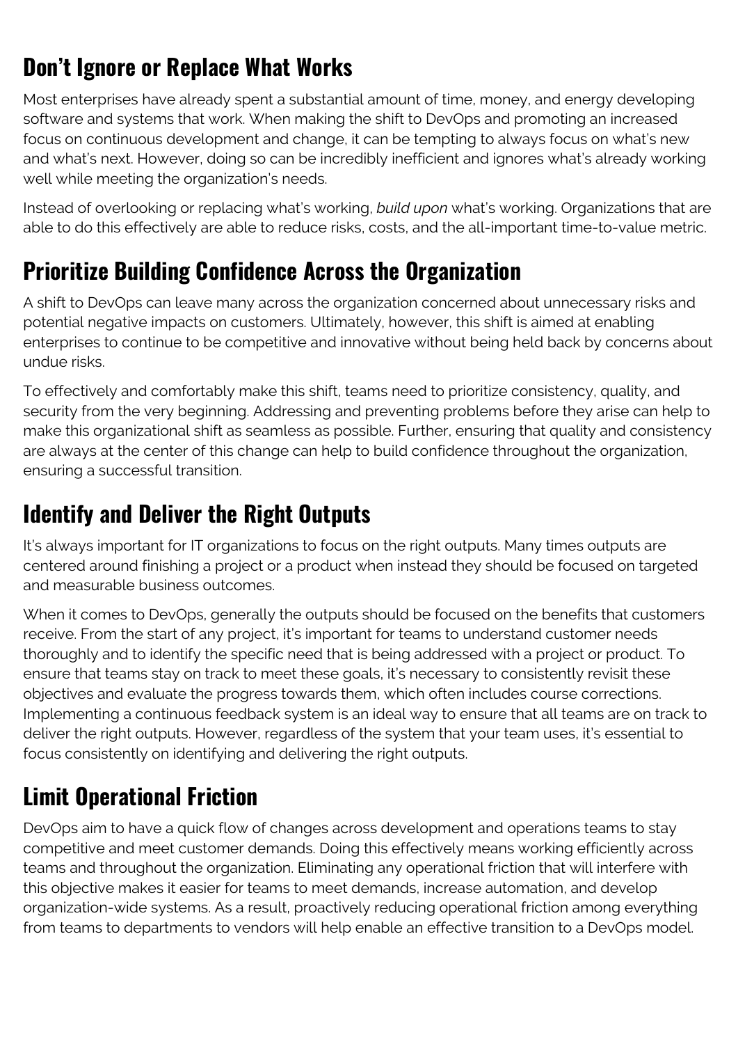## Don't Ignore or Replace What Works

Most enterprises have already spent a substantial amount of time, money, and energy developing software and systems that work. When making the shift to DevOps and promoting an increased focus on continuous development and change, it can be tempting to always focus on what's new and what's next. However, doing so can be incredibly inefficient and ignores what's already working well while meeting the organization's needs.

Instead of overlooking or replacing what's working, *build upon* what's working. Organizations that are able to do this effectively are able to reduce risks, costs, and the all-important time-to-value metric.

## Prioritize Building Confidence Across the Organization

A shift to DevOps can leave many across the organization concerned about unnecessary risks and potential negative impacts on customers. Ultimately, however, this shift is aimed at enabling enterprises to continue to be competitive and innovative without being held back by concerns about undue risks.

To effectively and comfortably make this shift, teams need to prioritize consistency, quality, and security from the very beginning. Addressing and preventing problems before they arise can help to make this organizational shift as seamless as possible. Further, ensuring that quality and consistency are always at the center of this change can help to build confidence throughout the organization, ensuring a successful transition.

## Identify and Deliver the Right Outputs

It's always important for IT organizations to focus on the right outputs. Many times outputs are centered around finishing a project or a product when instead they should be focused on targeted and measurable business outcomes.

When it comes to DevOps, generally the outputs should be focused on the benefits that customers receive. From the start of any project, it's important for teams to understand customer needs thoroughly and to identify the specific need that is being addressed with a project or product. To ensure that teams stay on track to meet these goals, it's necessary to consistently revisit these objectives and evaluate the progress towards them, which often includes course corrections. Implementing a continuous feedback system is an ideal way to ensure that all teams are on track to deliver the right outputs. However, regardless of the system that your team uses, it's essential to focus consistently on identifying and delivering the right outputs.

## Limit Operational Friction

DevOps aim to have a quick flow of changes across development and operations teams to stay competitive and meet customer demands. Doing this effectively means working efficiently across teams and throughout the organization. Eliminating any operational friction that will interfere with this objective makes it easier for teams to meet demands, increase automation, and develop organization-wide systems. As a result, proactively reducing operational friction among everything from teams to departments to vendors will help enable an effective transition to a DevOps model.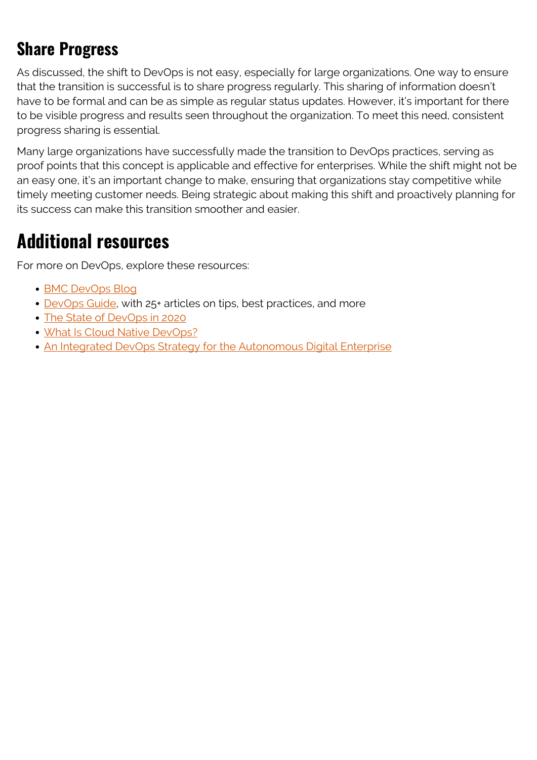## Share Progress

As discussed, the shift to DevOps is not easy, especially for large organizations. One way to ensure that the transition is successful is to share progress regularly. This sharing of information doesn't have to be formal and can be as simple as regular status updates. However, it's important for there to be visible progress and results seen throughout the organization. To meet this need, consistent progress sharing is essential.

Many large organizations have successfully made the transition to DevOps practices, serving as proof points that this concept is applicable and effective for enterprises. While the shift might not be an easy one, it's an important change to make, ensuring that organizations stay competitive while timely meeting customer needs. Being strategic about making this shift and proactively planning for its success can make this transition smoother and easier.

## Additional resources

For more on DevOps, explore these resources:

- BMC DevOps Blog
- DevOps Guide, with 25+ articles on tips, best practices, and more
- The State of DevOps in 2020
- What Is Cloud Native DevOps?
- An Integrated DevOps Strategy for the Autonomous Digital Enterprise